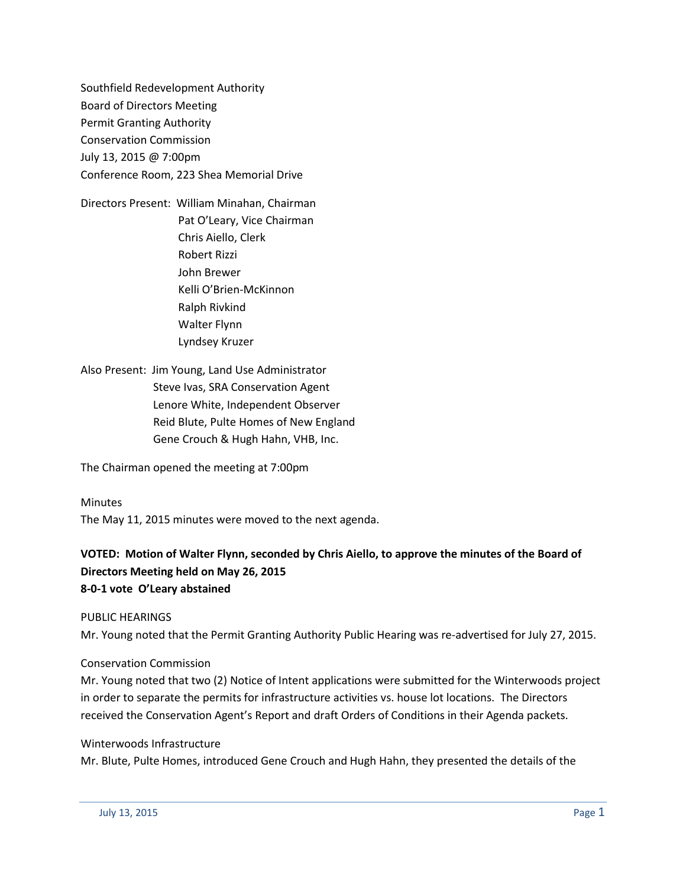Southfield Redevelopment Authority
Board of Directors Meeting
Permit Granting Authority
Conservation Commission
July 13, 2015 @ 7:00pm
Conference Room, 223 Shea Memorial Drive

Directors Present: William Minahan, Chairman
Pat O'Leary, Vice Chairman
Chris Aiello, Clerk
Robert Rizzi
John Brewer
Kelli O'Brien-McKinnon
Ralph Rivkind
Walter Flynn
Lyndsey Kruzer

Also Present: Jim Young, Land Use Administrator
Steve Ivas, SRA Conservation Agent
Lenore White, Independent Observer
Reid Blute, Pulte Homes of New England
Gene Crouch & Hugh Hahn, VHB, Inc.

The Chairman opened the meeting at 7:00pm

Minutes
The May 11, 2015 minutes were moved to the next agenda.

**VOTED: Motion of Walter Flynn, seconded by Chris Aiello, to approve the minutes of the Board of Directors Meeting held on May 26, 2015**
**8-0-1 vote O'Leary abstained**

PUBLIC HEARINGS
Mr. Young noted that the Permit Granting Authority Public Hearing was re-advertised for July 27, 2015.

Conservation Commission
Mr. Young noted that two (2) Notice of Intent applications were submitted for the Winterwoods project in order to separate the permits for infrastructure activities vs. house lot locations. The Directors received the Conservation Agent's Report and draft Orders of Conditions in their Agenda packets.

Winterwoods Infrastructure
Mr. Blute, Pulte Homes, introduced Gene Crouch and Hugh Hahn, they presented the details of the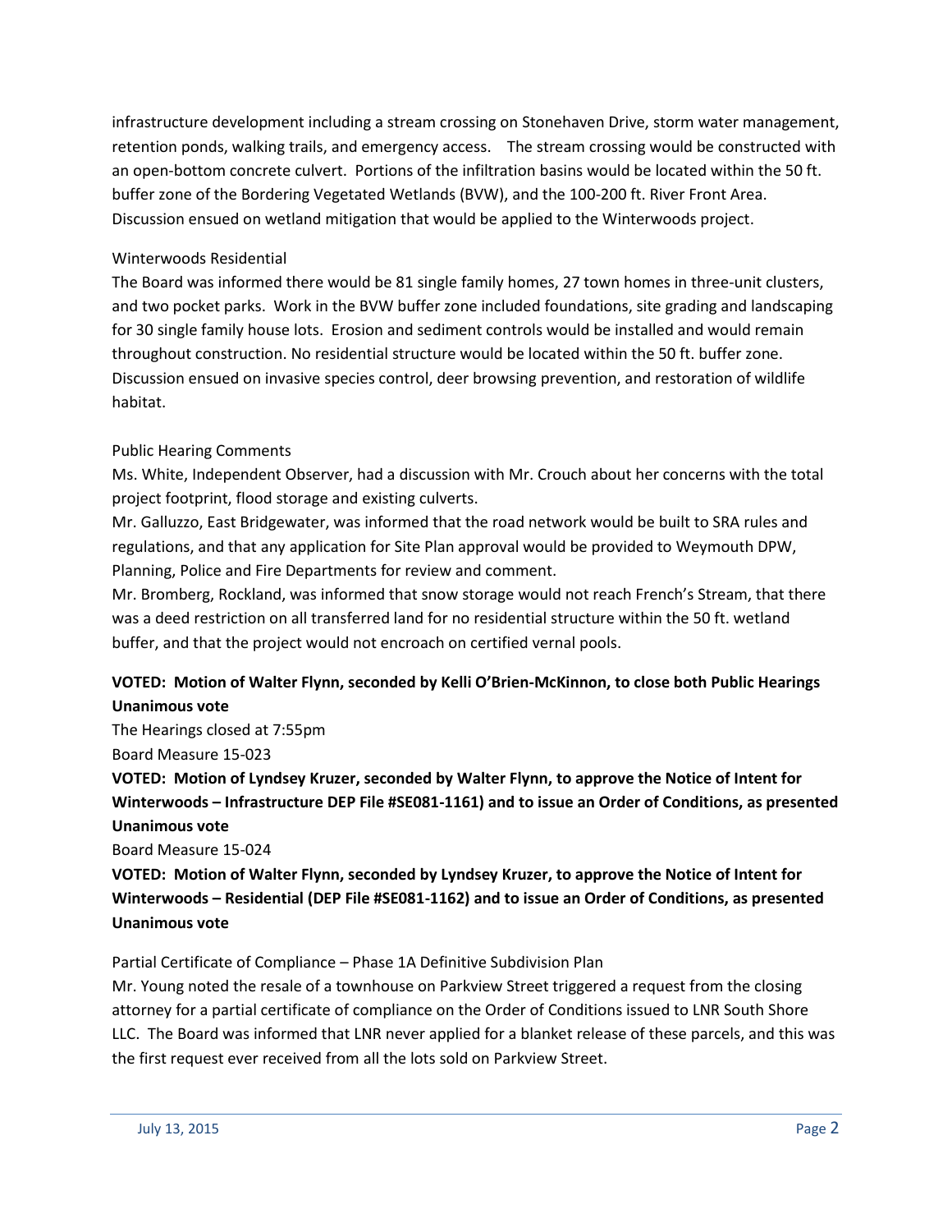infrastructure development including a stream crossing on Stonehaven Drive, storm water management, retention ponds, walking trails, and emergency access. The stream crossing would be constructed with an open-bottom concrete culvert. Portions of the infiltration basins would be located within the 50 ft. buffer zone of the Bordering Vegetated Wetlands (BVW), and the 100-200 ft. River Front Area. Discussion ensued on wetland mitigation that would be applied to the Winterwoods project.

Winterwoods Residential

The Board was informed there would be 81 single family homes, 27 town homes in three-unit clusters, and two pocket parks. Work in the BVW buffer zone included foundations, site grading and landscaping for 30 single family house lots. Erosion and sediment controls would be installed and would remain throughout construction. No residential structure would be located within the 50 ft. buffer zone. Discussion ensued on invasive species control, deer browsing prevention, and restoration of wildlife habitat.

Public Hearing Comments

Ms. White, Independent Observer, had a discussion with Mr. Crouch about her concerns with the total project footprint, flood storage and existing culverts.

Mr. Galluzzo, East Bridgewater, was informed that the road network would be built to SRA rules and regulations, and that any application for Site Plan approval would be provided to Weymouth DPW, Planning, Police and Fire Departments for review and comment.

Mr. Bromberg, Rockland, was informed that snow storage would not reach French's Stream, that there was a deed restriction on all transferred land for no residential structure within the 50 ft. wetland buffer, and that the project would not encroach on certified vernal pools.

**VOTED: Motion of Walter Flynn, seconded by Kelli O'Brien-McKinnon, to close both Public Hearings Unanimous vote**

The Hearings closed at 7:55pm

Board Measure 15-023

**VOTED: Motion of Lyndsey Kruzer, seconded by Walter Flynn, to approve the Notice of Intent for Winterwoods – Infrastructure DEP File #SE081-1161) and to issue an Order of Conditions, as presented Unanimous vote**

Board Measure 15-024

**VOTED: Motion of Walter Flynn, seconded by Lyndsey Kruzer, to approve the Notice of Intent for Winterwoods – Residential (DEP File #SE081-1162) and to issue an Order of Conditions, as presented Unanimous vote**

Partial Certificate of Compliance – Phase 1A Definitive Subdivision Plan

Mr. Young noted the resale of a townhouse on Parkview Street triggered a request from the closing attorney for a partial certificate of compliance on the Order of Conditions issued to LNR South Shore LLC. The Board was informed that LNR never applied for a blanket release of these parcels, and this was the first request ever received from all the lots sold on Parkview Street.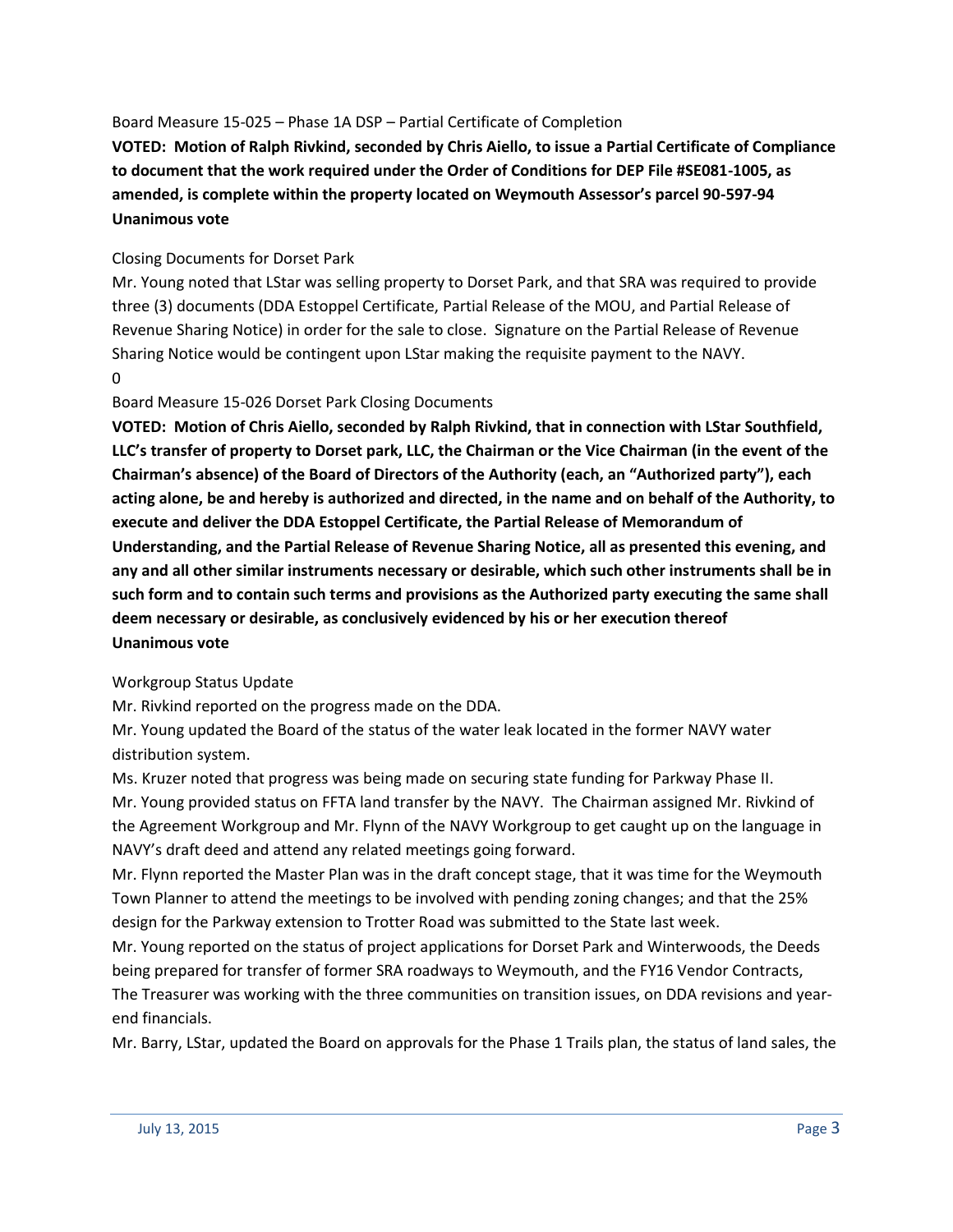Board Measure 15-025 – Phase 1A DSP – Partial Certificate of Completion

**VOTED: Motion of Ralph Rivkind, seconded by Chris Aiello, to issue a Partial Certificate of Compliance to document that the work required under the Order of Conditions for DEP File #SE081-1005, as amended, is complete within the property located on Weymouth Assessor's parcel 90-597-94**
**Unanimous vote**

Closing Documents for Dorset Park

Mr. Young noted that LStar was selling property to Dorset Park, and that SRA was required to provide three (3) documents (DDA Estoppel Certificate, Partial Release of the MOU, and Partial Release of Revenue Sharing Notice) in order for the sale to close. Signature on the Partial Release of Revenue Sharing Notice would be contingent upon LStar making the requisite payment to the NAVY.

0

Board Measure 15-026 Dorset Park Closing Documents

**VOTED: Motion of Chris Aiello, seconded by Ralph Rivkind, that in connection with LStar Southfield, LLC's transfer of property to Dorset park, LLC, the Chairman or the Vice Chairman (in the event of the Chairman's absence) of the Board of Directors of the Authority (each, an "Authorized party"), each acting alone, be and hereby is authorized and directed, in the name and on behalf of the Authority, to execute and deliver the DDA Estoppel Certificate, the Partial Release of Memorandum of Understanding, and the Partial Release of Revenue Sharing Notice, all as presented this evening, and any and all other similar instruments necessary or desirable, which such other instruments shall be in such form and to contain such terms and provisions as the Authorized party executing the same shall deem necessary or desirable, as conclusively evidenced by his or her execution thereof**
**Unanimous vote**

Workgroup Status Update

Mr. Rivkind reported on the progress made on the DDA.

Mr. Young updated the Board of the status of the water leak located in the former NAVY water distribution system.

Ms. Kruzer noted that progress was being made on securing state funding for Parkway Phase II.

Mr. Young provided status on FFTA land transfer by the NAVY. The Chairman assigned Mr. Rivkind of the Agreement Workgroup and Mr. Flynn of the NAVY Workgroup to get caught up on the language in NAVY's draft deed and attend any related meetings going forward.

Mr. Flynn reported the Master Plan was in the draft concept stage, that it was time for the Weymouth Town Planner to attend the meetings to be involved with pending zoning changes; and that the 25% design for the Parkway extension to Trotter Road was submitted to the State last week.

Mr. Young reported on the status of project applications for Dorset Park and Winterwoods, the Deeds being prepared for transfer of former SRA roadways to Weymouth, and the FY16 Vendor Contracts, The Treasurer was working with the three communities on transition issues, on DDA revisions and year-end financials.

Mr. Barry, LStar, updated the Board on approvals for the Phase 1 Trails plan, the status of land sales, the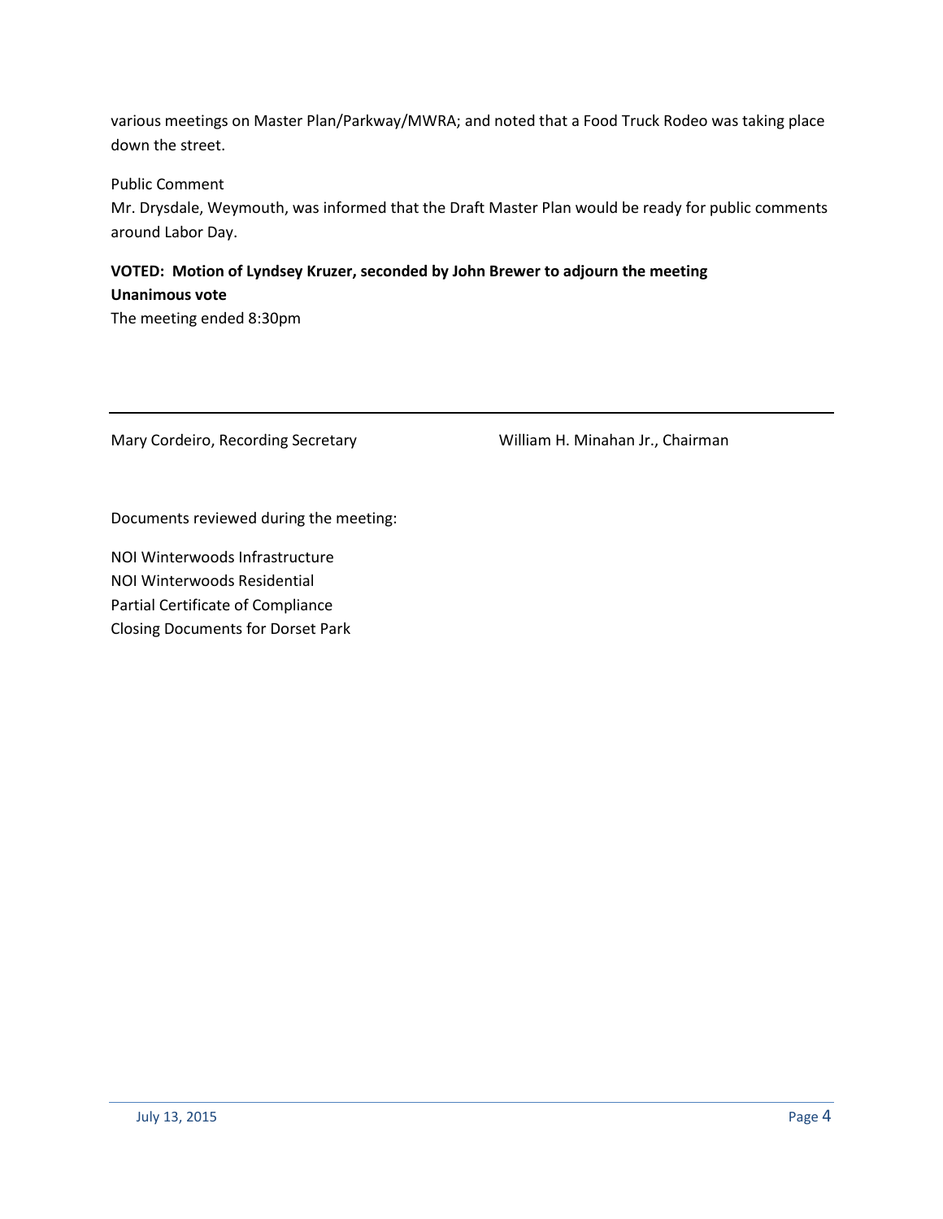various meetings on Master Plan/Parkway/MWRA; and noted that a Food Truck Rodeo was taking place down the street.

Public Comment

Mr. Drysdale, Weymouth, was informed that the Draft Master Plan would be ready for public comments around Labor Day.

**VOTED: Motion of Lyndsey Kruzer, seconded by John Brewer to adjourn the meeting**
**Unanimous vote**
The meeting ended 8:30pm

---

Mary Cordeiro, Recording Secretary William H. Minahan Jr., Chairman

Documents reviewed during the meeting:

NOI Winterwoods Infrastructure
NOI Winterwoods Residential
Partial Certificate of Compliance
Closing Documents for Dorset Park